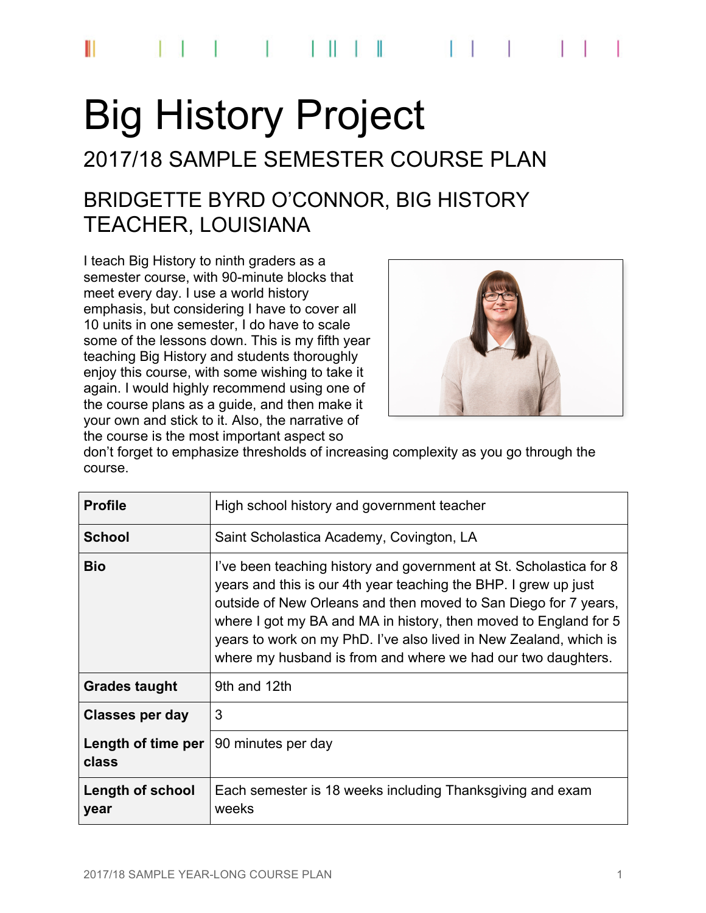# Big History Project

## 2017/18 SAMPLE SEMESTER COURSE PLAN

## BRIDGETTE BYRD O'CONNOR, BIG HISTORY TEACHER, LOUISIANA

I teach Big History to ninth graders as a semester course, with 90-minute blocks that meet every day. I use a world history emphasis, but considering I have to cover all 10 units in one semester, I do have to scale some of the lessons down. This is my fifth year teaching Big History and students thoroughly enjoy this course, with some wishing to take it again. I would highly recommend using one of the course plans as a guide, and then make it your own and stick to it. Also, the narrative of the course is the most important aspect so don't forget to emphasize thresholds of increasing complexity as you go through the course.

| | |
|---|---|
| **Profile** | High school history and government teacher |
| **School** | Saint Scholastica Academy, Covington, LA |
| **Bio** | I've been teaching history and government at St. Scholastica for 8 years and this is our 4th year teaching the BHP. I grew up just outside of New Orleans and then moved to San Diego for 7 years, where I got my BA and MA in history, then moved to England for 5 years to work on my PhD. I've also lived in New Zealand, which is where my husband is from and where we had our two daughters. |
| **Grades taught** | 9th and 12th |
| **Classes per day** | 3 |
| **Length of time per class** | 90 minutes per day |
| **Length of school year** | Each semester is 18 weeks including Thanksgiving and exam weeks |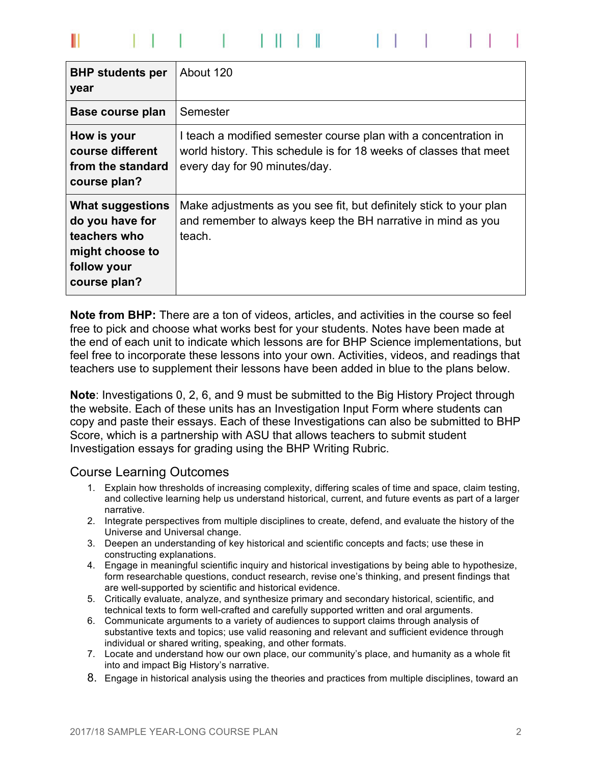| BHP students per year | About 120 |
|---|---|
| Base course plan | Semester |
| How is your course different from the standard course plan? | I teach a modified semester course plan with a concentration in world history. This schedule is for 18 weeks of classes that meet every day for 90 minutes/day. |
| What suggestions do you have for teachers who might choose to follow your course plan? | Make adjustments as you see fit, but definitely stick to your plan and remember to always keep the BH narrative in mind as you teach. |

**Note from BHP:** There are a ton of videos, articles, and activities in the course so feel free to pick and choose what works best for your students. Notes have been made at the end of each unit to indicate which lessons are for BHP Science implementations, but feel free to incorporate these lessons into your own. Activities, videos, and readings that teachers use to supplement their lessons have been added in blue to the plans below.

**Note**: Investigations 0, 2, 6, and 9 must be submitted to the Big History Project through the website. Each of these units has an Investigation Input Form where students can copy and paste their essays. Each of these Investigations can also be submitted to BHP Score, which is a partnership with ASU that allows teachers to submit student Investigation essays for grading using the BHP Writing Rubric.

## Course Learning Outcomes

1. Explain how thresholds of increasing complexity, differing scales of time and space, claim testing, and collective learning help us understand historical, current, and future events as part of a larger narrative.
2. Integrate perspectives from multiple disciplines to create, defend, and evaluate the history of the Universe and Universal change.
3. Deepen an understanding of key historical and scientific concepts and facts; use these in constructing explanations.
4. Engage in meaningful scientific inquiry and historical investigations by being able to hypothesize, form researchable questions, conduct research, revise one's thinking, and present findings that are well-supported by scientific and historical evidence.
5. Critically evaluate, analyze, and synthesize primary and secondary historical, scientific, and technical texts to form well-crafted and carefully supported written and oral arguments.
6. Communicate arguments to a variety of audiences to support claims through analysis of substantive texts and topics; use valid reasoning and relevant and sufficient evidence through individual or shared writing, speaking, and other formats.
7. Locate and understand how our own place, our community's place, and humanity as a whole fit into and impact Big History's narrative.
8. Engage in historical analysis using the theories and practices from multiple disciplines, toward an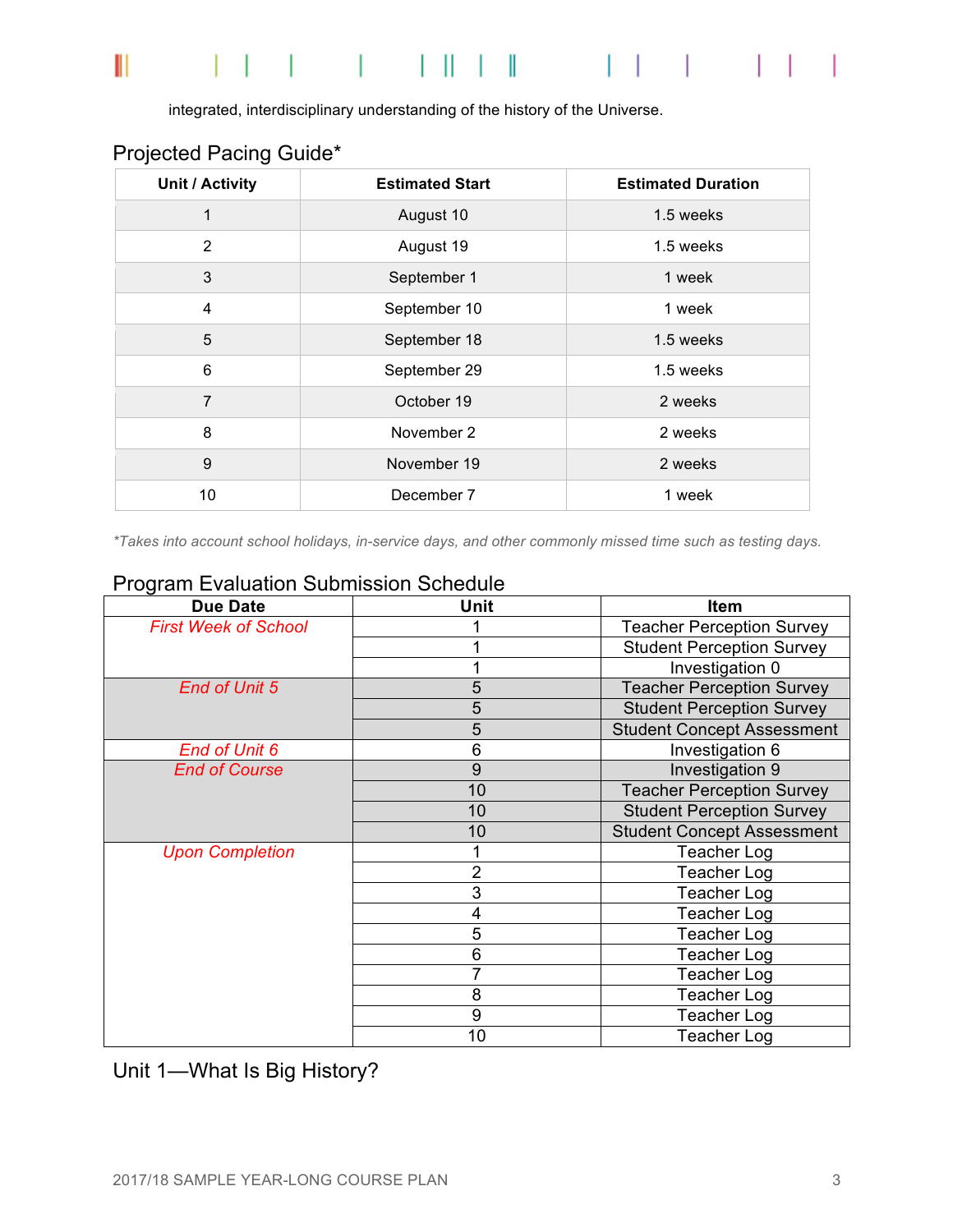integrated, interdisciplinary understanding of the history of the Universe.

## Projected Pacing Guide*

| Unit / Activity | Estimated Start | Estimated Duration |
|---|---|---|
| 1 | August 10 | 1.5 weeks |
| 2 | August 19 | 1.5 weeks |
| 3 | September 1 | 1 week |
| 4 | September 10 | 1 week |
| 5 | September 18 | 1.5 weeks |
| 6 | September 29 | 1.5 weeks |
| 7 | October 19 | 2 weeks |
| 8 | November 2 | 2 weeks |
| 9 | November 19 | 2 weeks |
| 10 | December 7 | 1 week |

*\*Takes into account school holidays, in-service days, and other commonly missed time such as testing days.*

## Program Evaluation Submission Schedule

| Due Date | Unit | Item |
|---|---|---|
| *First Week of School* | 1 | Teacher Perception Survey |
| | 1 | Student Perception Survey |
| | 1 | Investigation 0 |
| *End of Unit 5* | 5 | Teacher Perception Survey |
| | 5 | Student Perception Survey |
| | 5 | Student Concept Assessment |
| *End of Unit 6* | 6 | Investigation 6 |
| *End of Course* | 9 | Investigation 9 |
| | 10 | Teacher Perception Survey |
| | 10 | Student Perception Survey |
| | 10 | Student Concept Assessment |
| *Upon Completion* | 1 | Teacher Log |
| | 2 | Teacher Log |
| | 3 | Teacher Log |
| | 4 | Teacher Log |
| | 5 | Teacher Log |
| | 6 | Teacher Log |
| | 7 | Teacher Log |
| | 8 | Teacher Log |
| | 9 | Teacher Log |
| | 10 | Teacher Log |

## Unit 1—What Is Big History?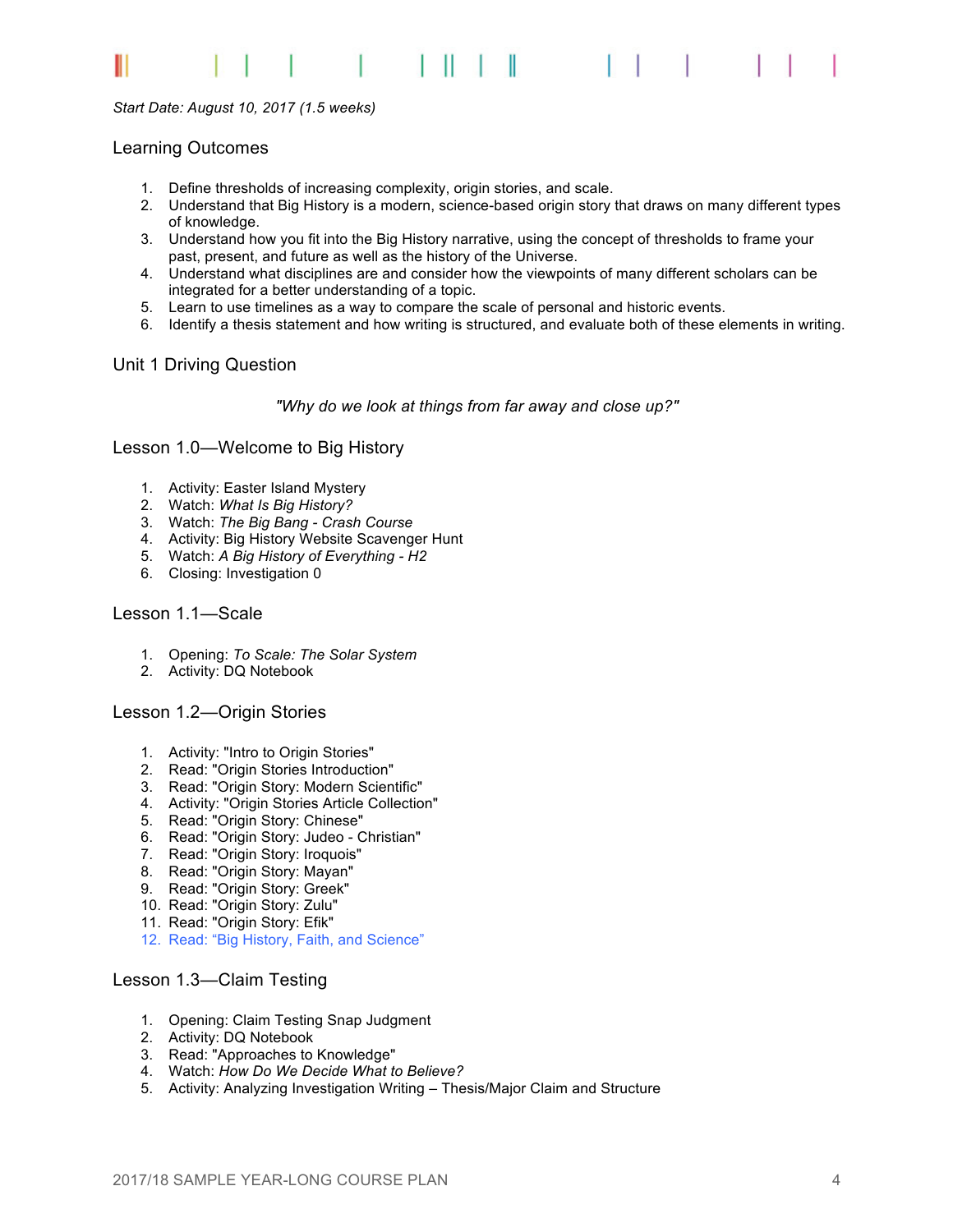*Start Date: August 10, 2017 (1.5 weeks)*

## Learning Outcomes

1. Define thresholds of increasing complexity, origin stories, and scale.
2. Understand that Big History is a modern, science-based origin story that draws on many different types of knowledge.
3. Understand how you fit into the Big History narrative, using the concept of thresholds to frame your past, present, and future as well as the history of the Universe.
4. Understand what disciplines are and consider how the viewpoints of many different scholars can be integrated for a better understanding of a topic.
5. Learn to use timelines as a way to compare the scale of personal and historic events.
6. Identify a thesis statement and how writing is structured, and evaluate both of these elements in writing.

## Unit 1 Driving Question

*"Why do we look at things from far away and close up?"*

## Lesson 1.0—Welcome to Big History

1. Activity: Easter Island Mystery
2. Watch: *What Is Big History?*
3. Watch: *The Big Bang - Crash Course*
4. Activity: Big History Website Scavenger Hunt
5. Watch: *A Big History of Everything - H2*
6. Closing: Investigation 0

## Lesson 1.1—Scale

1. Opening: *To Scale: The Solar System*
2. Activity: DQ Notebook

## Lesson 1.2—Origin Stories

1. Activity: "Intro to Origin Stories"
2. Read: "Origin Stories Introduction"
3. Read: "Origin Story: Modern Scientific"
4. Activity: "Origin Stories Article Collection"
5. Read: "Origin Story: Chinese"
6. Read: "Origin Story: Judeo - Christian"
7. Read: "Origin Story: Iroquois"
8. Read: "Origin Story: Mayan"
9. Read: "Origin Story: Greek"
10. Read: "Origin Story: Zulu"
11. Read: "Origin Story: Efik"
12. Read: "Big History, Faith, and Science"

## Lesson 1.3—Claim Testing

1. Opening: Claim Testing Snap Judgment
2. Activity: DQ Notebook
3. Read: "Approaches to Knowledge"
4. Watch: *How Do We Decide What to Believe?*
5. Activity: Analyzing Investigation Writing – Thesis/Major Claim and Structure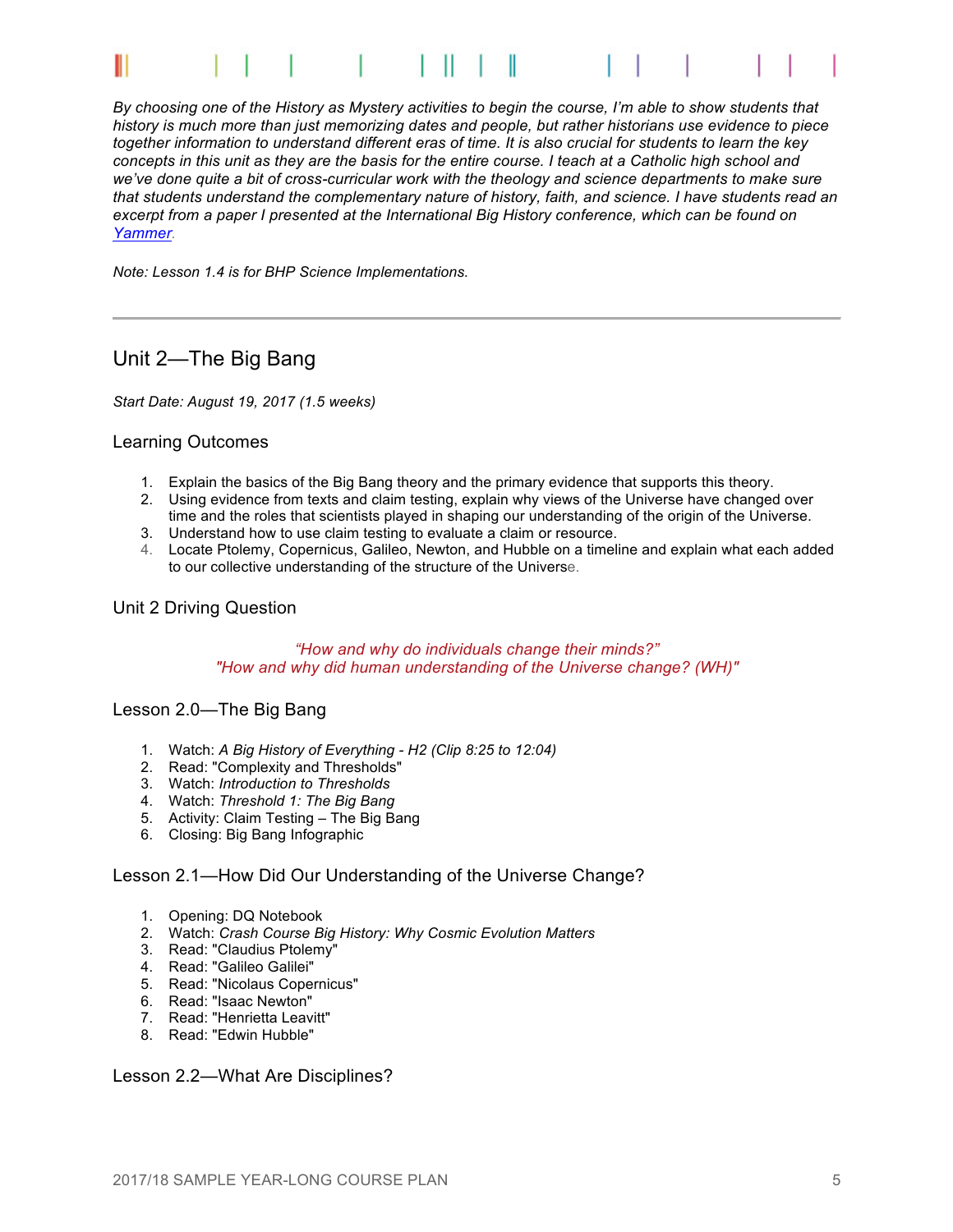*By choosing one of the History as Mystery activities to begin the course, I'm able to show students that history is much more than just memorizing dates and people, but rather historians use evidence to piece together information to understand different eras of time. It is also crucial for students to learn the key concepts in this unit as they are the basis for the entire course. I teach at a Catholic high school and we've done quite a bit of cross-curricular work with the theology and science departments to make sure that students understand the complementary nature of history, faith, and science. I have students read an excerpt from a paper I presented at the International Big History conference, which can be found on [Yammer](Yammer).*

*Note: Lesson 1.4 is for BHP Science Implementations.*

---

## Unit 2—The Big Bang

*Start Date: August 19, 2017 (1.5 weeks)*

### Learning Outcomes

1. Explain the basics of the Big Bang theory and the primary evidence that supports this theory.
2. Using evidence from texts and claim testing, explain why views of the Universe have changed over time and the roles that scientists played in shaping our understanding of the origin of the Universe.
3. Understand how to use claim testing to evaluate a claim or resource.
4. Locate Ptolemy, Copernicus, Galileo, Newton, and Hubble on a timeline and explain what each added to our collective understanding of the structure of the Universe.

### Unit 2 Driving Question

*"How and why do individuals change their minds?"*
*"How and why did human understanding of the Universe change? (WH)"*

### Lesson 2.0—The Big Bang

1. Watch: *A Big History of Everything - H2 (Clip 8:25 to 12:04)*
2. Read: "Complexity and Thresholds"
3. Watch: *Introduction to Thresholds*
4. Watch: *Threshold 1: The Big Bang*
5. Activity: Claim Testing – The Big Bang
6. Closing: Big Bang Infographic

### Lesson 2.1—How Did Our Understanding of the Universe Change?

1. Opening: DQ Notebook
2. Watch: *Crash Course Big History: Why Cosmic Evolution Matters*
3. Read: "Claudius Ptolemy"
4. Read: "Galileo Galilei"
5. Read: "Nicolaus Copernicus"
6. Read: "Isaac Newton"
7. Read: "Henrietta Leavitt"
8. Read: "Edwin Hubble"

### Lesson 2.2—What Are Disciplines?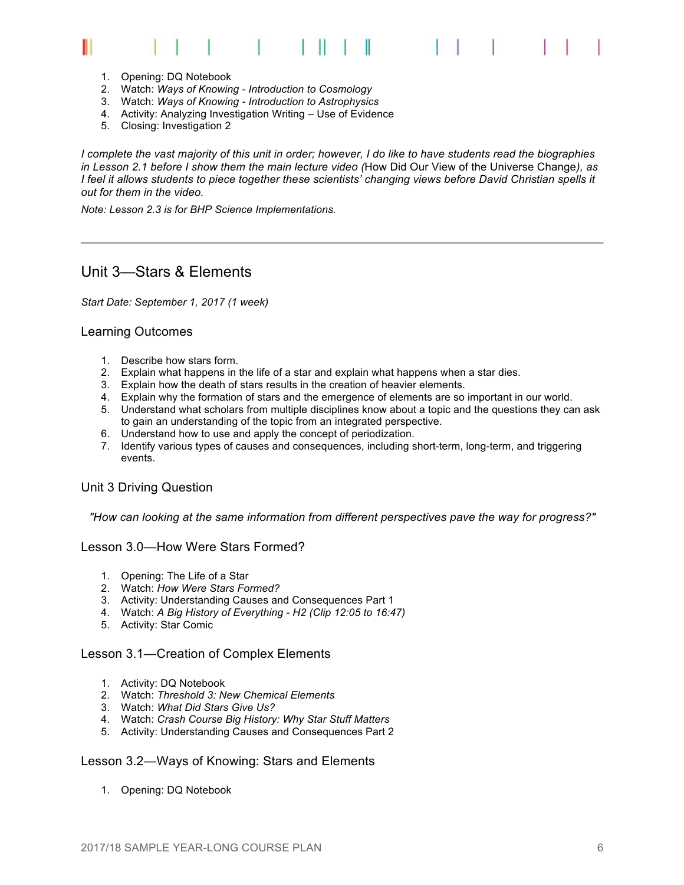1. Opening: DQ Notebook
2. Watch: *Ways of Knowing - Introduction to Cosmology*
3. Watch: *Ways of Knowing - Introduction to Astrophysics*
4. Activity: Analyzing Investigation Writing – Use of Evidence
5. Closing: Investigation 2

*I complete the vast majority of this unit in order; however, I do like to have students read the biographies in Lesson 2.1 before I show them the main lecture video (*How Did Our View of the Universe Change*), as I feel it allows students to piece together these scientists' changing views before David Christian spells it out for them in the video.*

*Note: Lesson 2.3 is for BHP Science Implementations.*

---

## Unit 3—Stars & Elements

*Start Date: September 1, 2017 (1 week)*

### Learning Outcomes

1. Describe how stars form.
2. Explain what happens in the life of a star and explain what happens when a star dies.
3. Explain how the death of stars results in the creation of heavier elements.
4. Explain why the formation of stars and the emergence of elements are so important in our world.
5. Understand what scholars from multiple disciplines know about a topic and the questions they can ask to gain an understanding of the topic from an integrated perspective.
6. Understand how to use and apply the concept of periodization.
7. Identify various types of causes and consequences, including short-term, long-term, and triggering events.

### Unit 3 Driving Question

*"How can looking at the same information from different perspectives pave the way for progress?"*

### Lesson 3.0—How Were Stars Formed?

1. Opening: The Life of a Star
2. Watch: *How Were Stars Formed?*
3. Activity: Understanding Causes and Consequences Part 1
4. Watch: *A Big History of Everything - H2 (Clip 12:05 to 16:47)*
5. Activity: Star Comic

### Lesson 3.1—Creation of Complex Elements

1. Activity: DQ Notebook
2. Watch: *Threshold 3: New Chemical Elements*
3. Watch: *What Did Stars Give Us?*
4. Watch: *Crash Course Big History: Why Star Stuff Matters*
5. Activity: Understanding Causes and Consequences Part 2

### Lesson 3.2—Ways of Knowing: Stars and Elements

1. Opening: DQ Notebook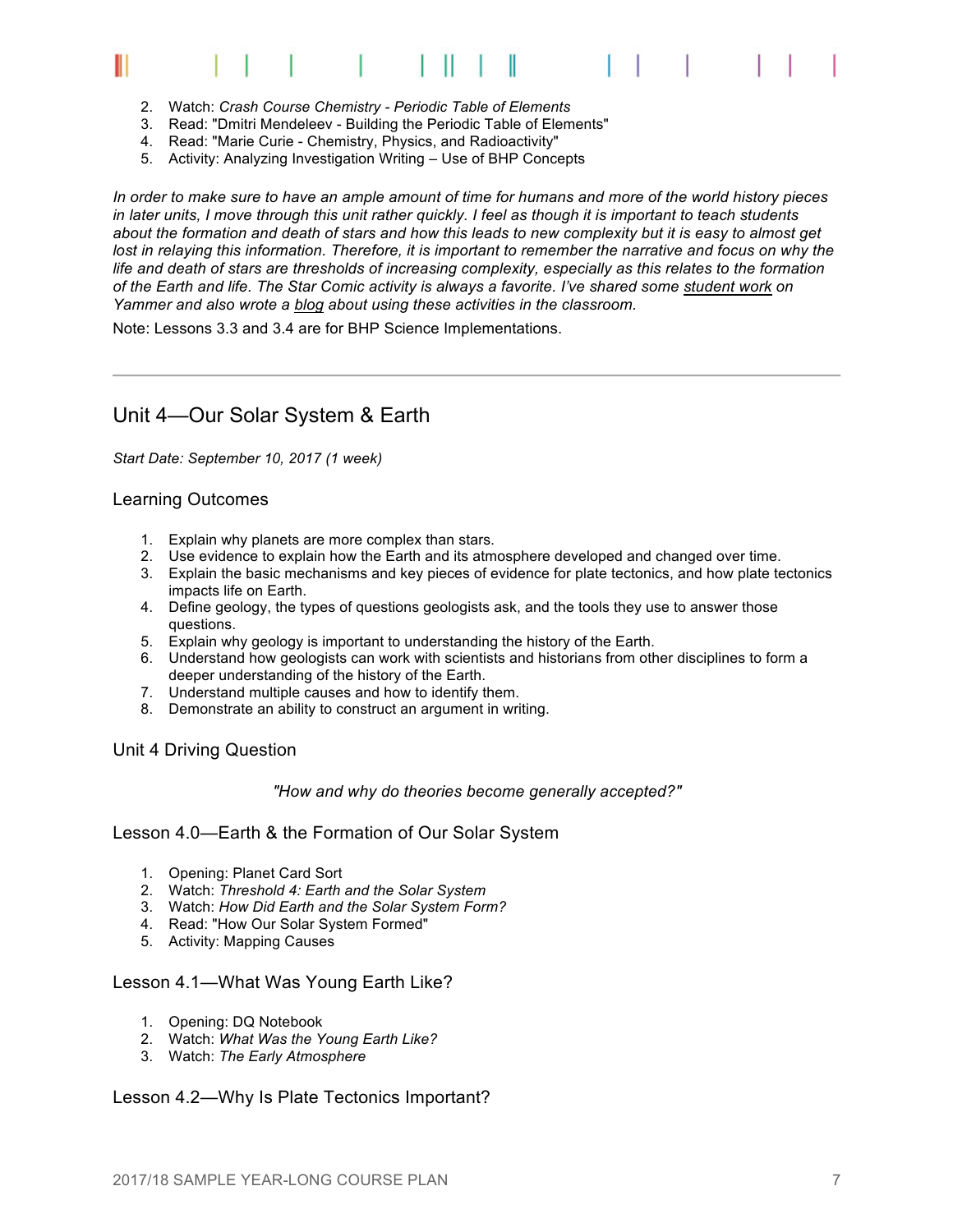2. Watch: *Crash Course Chemistry - Periodic Table of Elements*
3. Read: "Dmitri Mendeleev - Building the Periodic Table of Elements"
4. Read: "Marie Curie - Chemistry, Physics, and Radioactivity"
5. Activity: Analyzing Investigation Writing – Use of BHP Concepts

*In order to make sure to have an ample amount of time for humans and more of the world history pieces in later units, I move through this unit rather quickly. I feel as though it is important to teach students about the formation and death of stars and how this leads to new complexity but it is easy to almost get lost in relaying this information. Therefore, it is important to remember the narrative and focus on why the life and death of stars are thresholds of increasing complexity, especially as this relates to the formation of the Earth and life. The Star Comic activity is always a favorite. I've shared some student work on Yammer and also wrote a blog about using these activities in the classroom.*

Note: Lessons 3.3 and 3.4 are for BHP Science Implementations.

---

## Unit 4—Our Solar System & Earth

*Start Date: September 10, 2017 (1 week)*

### Learning Outcomes

1. Explain why planets are more complex than stars.
2. Use evidence to explain how the Earth and its atmosphere developed and changed over time.
3. Explain the basic mechanisms and key pieces of evidence for plate tectonics, and how plate tectonics impacts life on Earth.
4. Define geology, the types of questions geologists ask, and the tools they use to answer those questions.
5. Explain why geology is important to understanding the history of the Earth.
6. Understand how geologists can work with scientists and historians from other disciplines to form a deeper understanding of the history of the Earth.
7. Understand multiple causes and how to identify them.
8. Demonstrate an ability to construct an argument in writing.

### Unit 4 Driving Question

*"How and why do theories become generally accepted?"*

### Lesson 4.0—Earth & the Formation of Our Solar System

1. Opening: Planet Card Sort
2. Watch: *Threshold 4: Earth and the Solar System*
3. Watch: *How Did Earth and the Solar System Form?*
4. Read: "How Our Solar System Formed"
5. Activity: Mapping Causes

### Lesson 4.1—What Was Young Earth Like?

1. Opening: DQ Notebook
2. Watch: *What Was the Young Earth Like?*
3. Watch: *The Early Atmosphere*

### Lesson 4.2—Why Is Plate Tectonics Important?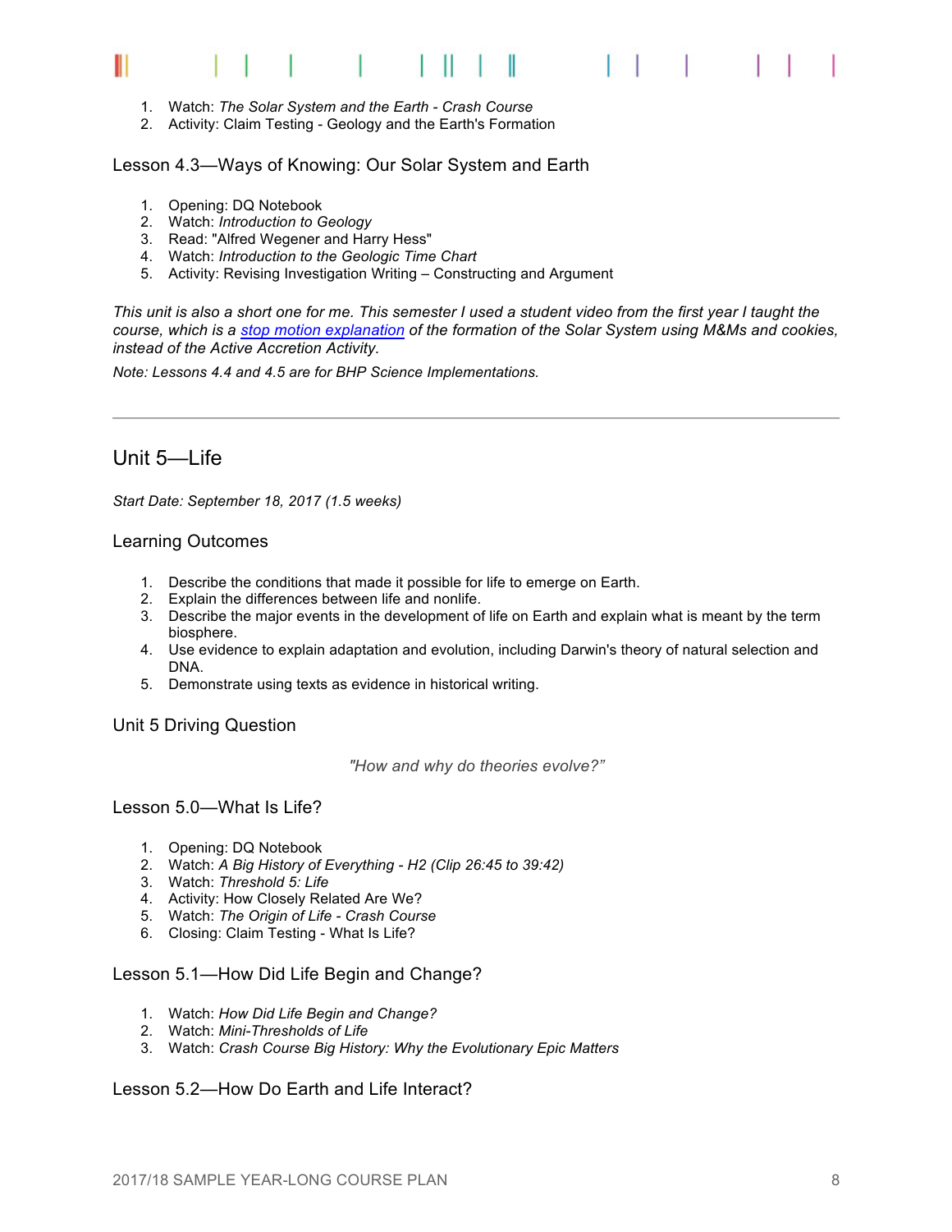1. Watch: *The Solar System and the Earth - Crash Course*
2. Activity: Claim Testing - Geology and the Earth's Formation

### Lesson 4.3—Ways of Knowing: Our Solar System and Earth

1. Opening: DQ Notebook
2. Watch: *Introduction to Geology*
3. Read: "Alfred Wegener and Harry Hess"
4. Watch: *Introduction to the Geologic Time Chart*
5. Activity: Revising Investigation Writing – Constructing and Argument

*This unit is also a short one for me. This semester I used a student video from the first year I taught the course, which is a [stop motion explanation]() of the formation of the Solar System using M&Ms and cookies, instead of the Active Accretion Activity.*

*Note: Lessons 4.4 and 4.5 are for BHP Science Implementations.*

---

## Unit 5—Life

*Start Date: September 18, 2017 (1.5 weeks)*

### Learning Outcomes

1. Describe the conditions that made it possible for life to emerge on Earth.
2. Explain the differences between life and nonlife.
3. Describe the major events in the development of life on Earth and explain what is meant by the term biosphere.
4. Use evidence to explain adaptation and evolution, including Darwin's theory of natural selection and DNA.
5. Demonstrate using texts as evidence in historical writing.

### Unit 5 Driving Question

*"How and why do theories evolve?"*

### Lesson 5.0—What Is Life?

1. Opening: DQ Notebook
2. Watch: *A Big History of Everything - H2 (Clip 26:45 to 39:42)*
3. Watch: *Threshold 5: Life*
4. Activity: How Closely Related Are We?
5. Watch: *The Origin of Life - Crash Course*
6. Closing: Claim Testing - What Is Life?

### Lesson 5.1—How Did Life Begin and Change?

1. Watch: *How Did Life Begin and Change?*
2. Watch: *Mini-Thresholds of Life*
3. Watch: *Crash Course Big History: Why the Evolutionary Epic Matters*

### Lesson 5.2—How Do Earth and Life Interact?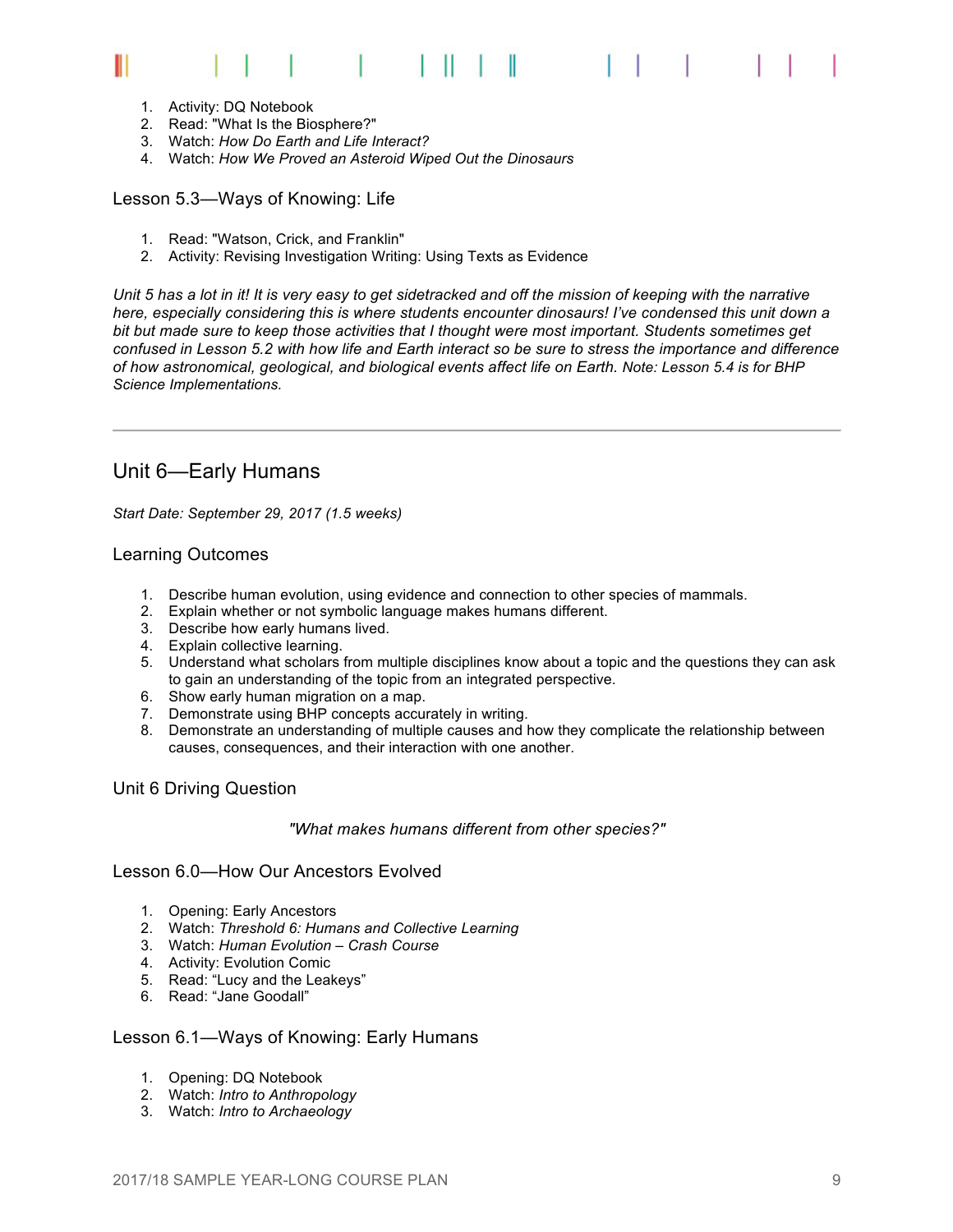1. Activity: DQ Notebook
2. Read: "What Is the Biosphere?"
3. Watch: *How Do Earth and Life Interact?*
4. Watch: *How We Proved an Asteroid Wiped Out the Dinosaurs*

### Lesson 5.3—Ways of Knowing: Life

1. Read: "Watson, Crick, and Franklin"
2. Activity: Revising Investigation Writing: Using Texts as Evidence

*Unit 5 has a lot in it! It is very easy to get sidetracked and off the mission of keeping with the narrative here, especially considering this is where students encounter dinosaurs! I've condensed this unit down a bit but made sure to keep those activities that I thought were most important. Students sometimes get confused in Lesson 5.2 with how life and Earth interact so be sure to stress the importance and difference of how astronomical, geological, and biological events affect life on Earth. Note: Lesson 5.4 is for BHP Science Implementations.*

---

## Unit 6—Early Humans

*Start Date: September 29, 2017 (1.5 weeks)*

### Learning Outcomes

1. Describe human evolution, using evidence and connection to other species of mammals.
2. Explain whether or not symbolic language makes humans different.
3. Describe how early humans lived.
4. Explain collective learning.
5. Understand what scholars from multiple disciplines know about a topic and the questions they can ask to gain an understanding of the topic from an integrated perspective.
6. Show early human migration on a map.
7. Demonstrate using BHP concepts accurately in writing.
8. Demonstrate an understanding of multiple causes and how they complicate the relationship between causes, consequences, and their interaction with one another.

### Unit 6 Driving Question

*"What makes humans different from other species?"*

### Lesson 6.0—How Our Ancestors Evolved

1. Opening: Early Ancestors
2. Watch: *Threshold 6: Humans and Collective Learning*
3. Watch: *Human Evolution – Crash Course*
4. Activity: Evolution Comic
5. Read: "Lucy and the Leakeys"
6. Read: "Jane Goodall"

### Lesson 6.1—Ways of Knowing: Early Humans

1. Opening: DQ Notebook
2. Watch: *Intro to Anthropology*
3. Watch: *Intro to Archaeology*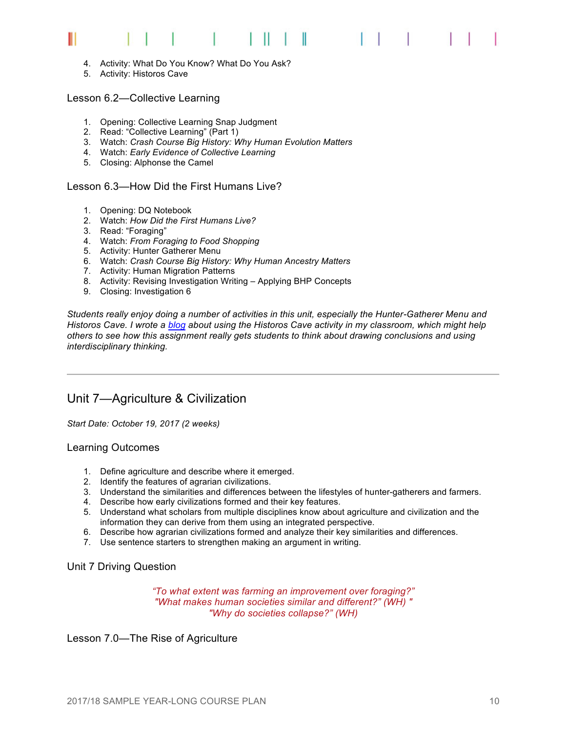4. Activity: What Do You Know? What Do You Ask?
5. Activity: Historos Cave

### Lesson 6.2—Collective Learning

1. Opening: Collective Learning Snap Judgment
2. Read: "Collective Learning" (Part 1)
3. Watch: *Crash Course Big History: Why Human Evolution Matters*
4. Watch: *Early Evidence of Collective Learning*
5. Closing: Alphonse the Camel

### Lesson 6.3—How Did the First Humans Live?

1. Opening: DQ Notebook
2. Watch: *How Did the First Humans Live?*
3. Read: "Foraging"
4. Watch: *From Foraging to Food Shopping*
5. Activity: Hunter Gatherer Menu
6. Watch: *Crash Course Big History: Why Human Ancestry Matters*
7. Activity: Human Migration Patterns
8. Activity: Revising Investigation Writing – Applying BHP Concepts
9. Closing: Investigation 6

*Students really enjoy doing a number of activities in this unit, especially the Hunter-Gatherer Menu and Historos Cave. I wrote a [blog]() about using the Historos Cave activity in my classroom, which might help others to see how this assignment really gets students to think about drawing conclusions and using interdisciplinary thinking.*

---

## Unit 7—Agriculture & Civilization

*Start Date: October 19, 2017 (2 weeks)*

### Learning Outcomes

1. Define agriculture and describe where it emerged.
2. Identify the features of agrarian civilizations.
3. Understand the similarities and differences between the lifestyles of hunter-gatherers and farmers.
4. Describe how early civilizations formed and their key features.
5. Understand what scholars from multiple disciplines know about agriculture and civilization and the information they can derive from them using an integrated perspective.
6. Describe how agrarian civilizations formed and analyze their key similarities and differences.
7. Use sentence starters to strengthen making an argument in writing.

### Unit 7 Driving Question

*"To what extent was farming an improvement over foraging?"*
*"What makes human societies similar and different?" (WH) "*
*"Why do societies collapse?" (WH)*

### Lesson 7.0—The Rise of Agriculture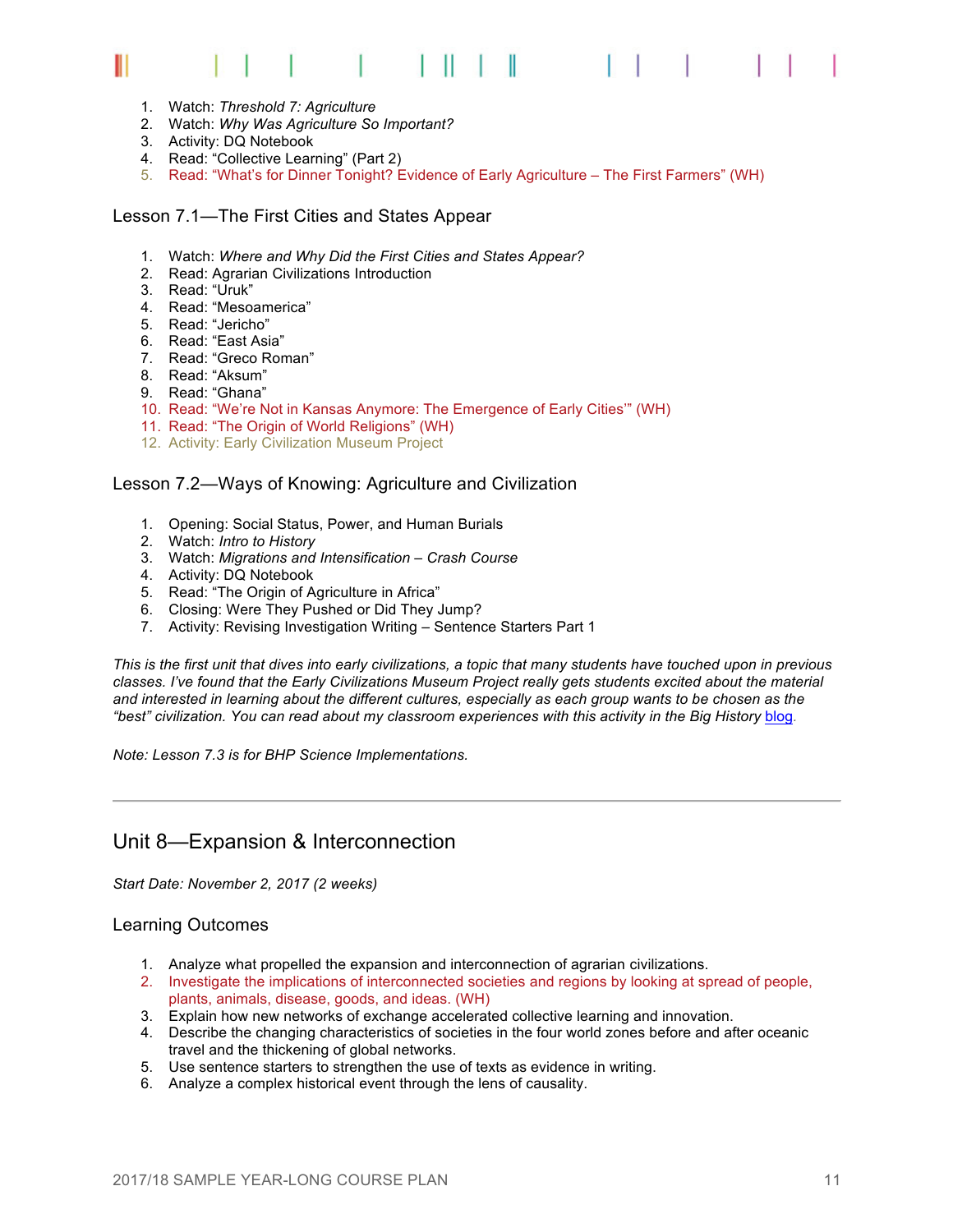1. Watch: *Threshold 7: Agriculture*
2. Watch: *Why Was Agriculture So Important?*
3. Activity: DQ Notebook
4. Read: "Collective Learning" (Part 2)
5. Read: "What's for Dinner Tonight? Evidence of Early Agriculture – The First Farmers" (WH)

### Lesson 7.1—The First Cities and States Appear

1. Watch: *Where and Why Did the First Cities and States Appear?*
2. Read: Agrarian Civilizations Introduction
3. Read: "Uruk"
4. Read: "Mesoamerica"
5. Read: "Jericho"
6. Read: "East Asia"
7. Read: "Greco Roman"
8. Read: "Aksum"
9. Read: "Ghana"
10. Read: "We're Not in Kansas Anymore: The Emergence of Early Cities'" (WH)
11. Read: "The Origin of World Religions" (WH)
12. Activity: Early Civilization Museum Project

### Lesson 7.2—Ways of Knowing: Agriculture and Civilization

1. Opening: Social Status, Power, and Human Burials
2. Watch: *Intro to History*
3. Watch: *Migrations and Intensification – Crash Course*
4. Activity: DQ Notebook
5. Read: "The Origin of Agriculture in Africa"
6. Closing: Were They Pushed or Did They Jump?
7. Activity: Revising Investigation Writing – Sentence Starters Part 1

*This is the first unit that dives into early civilizations, a topic that many students have touched upon in previous classes. I've found that the Early Civilizations Museum Project really gets students excited about the material and interested in learning about the different cultures, especially as each group wants to be chosen as the "best" civilization. You can read about my classroom experiences with this activity in the Big History* blog.

*Note: Lesson 7.3 is for BHP Science Implementations.*

---

## Unit 8—Expansion & Interconnection

*Start Date: November 2, 2017 (2 weeks)*

### Learning Outcomes

1. Analyze what propelled the expansion and interconnection of agrarian civilizations.
2. Investigate the implications of interconnected societies and regions by looking at spread of people, plants, animals, disease, goods, and ideas. (WH)
3. Explain how new networks of exchange accelerated collective learning and innovation.
4. Describe the changing characteristics of societies in the four world zones before and after oceanic travel and the thickening of global networks.
5. Use sentence starters to strengthen the use of texts as evidence in writing.
6. Analyze a complex historical event through the lens of causality.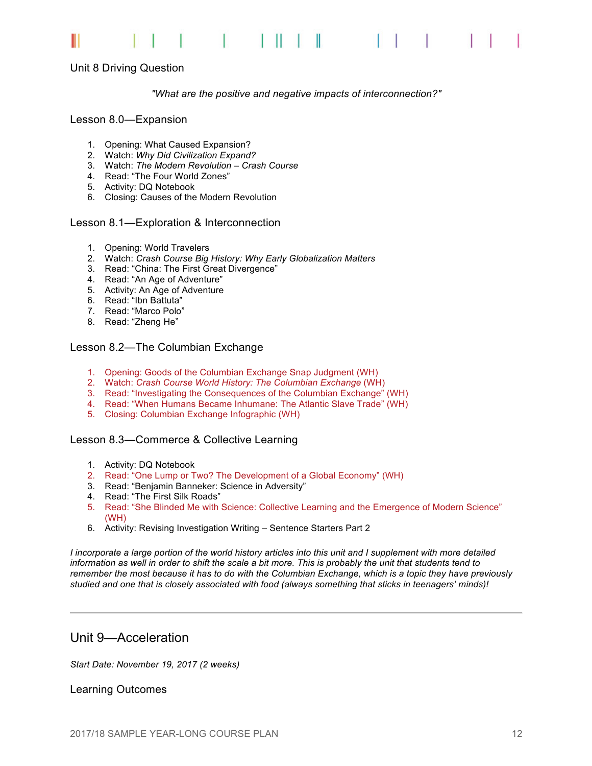## Unit 8 Driving Question

*"What are the positive and negative impacts of interconnection?"*

### Lesson 8.0—Expansion

1. Opening: What Caused Expansion?
2. Watch: *Why Did Civilization Expand?*
3. Watch: *The Modern Revolution – Crash Course*
4. Read: "The Four World Zones"
5. Activity: DQ Notebook
6. Closing: Causes of the Modern Revolution

### Lesson 8.1—Exploration & Interconnection

1. Opening: World Travelers
2. Watch: *Crash Course Big History: Why Early Globalization Matters*
3. Read: "China: The First Great Divergence"
4. Read: "An Age of Adventure"
5. Activity: An Age of Adventure
6. Read: "Ibn Battuta"
7. Read: "Marco Polo"
8. Read: "Zheng He"

### Lesson 8.2—The Columbian Exchange

1. Opening: Goods of the Columbian Exchange Snap Judgment (WH)
2. Watch: *Crash Course World History: The Columbian Exchange* (WH)
3. Read: "Investigating the Consequences of the Columbian Exchange" (WH)
4. Read: "When Humans Became Inhumane: The Atlantic Slave Trade" (WH)
5. Closing: Columbian Exchange Infographic (WH)

### Lesson 8.3—Commerce & Collective Learning

1. Activity: DQ Notebook
2. Read: "One Lump or Two? The Development of a Global Economy" (WH)
3. Read: "Benjamin Banneker: Science in Adversity"
4. Read: "The First Silk Roads"
5. Read: "She Blinded Me with Science: Collective Learning and the Emergence of Modern Science" (WH)
6. Activity: Revising Investigation Writing – Sentence Starters Part 2

*I incorporate a large portion of the world history articles into this unit and I supplement with more detailed information as well in order to shift the scale a bit more. This is probably the unit that students tend to remember the most because it has to do with the Columbian Exchange, which is a topic they have previously studied and one that is closely associated with food (always something that sticks in teenagers' minds)!*

---

# Unit 9—Acceleration

*Start Date: November 19, 2017 (2 weeks)*

## Learning Outcomes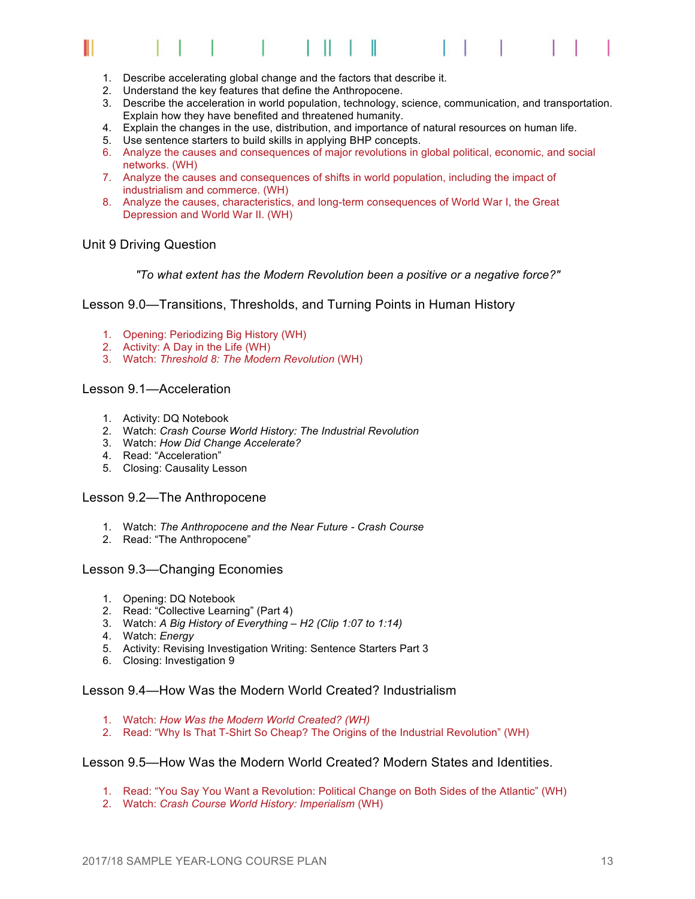1. Describe accelerating global change and the factors that describe it.
2. Understand the key features that define the Anthropocene.
3. Describe the acceleration in world population, technology, science, communication, and transportation. Explain how they have benefited and threatened humanity.
4. Explain the changes in the use, distribution, and importance of natural resources on human life.
5. Use sentence starters to build skills in applying BHP concepts.
6. Analyze the causes and consequences of major revolutions in global political, economic, and social networks. (WH)
7. Analyze the causes and consequences of shifts in world population, including the impact of industrialism and commerce. (WH)
8. Analyze the causes, characteristics, and long-term consequences of World War I, the Great Depression and World War II. (WH)

## Unit 9 Driving Question

*"To what extent has the Modern Revolution been a positive or a negative force?"*

## Lesson 9.0—Transitions, Thresholds, and Turning Points in Human History

1. Opening: Periodizing Big History (WH)
2. Activity: A Day in the Life (WH)
3. Watch: *Threshold 8: The Modern Revolution* (WH)

## Lesson 9.1—Acceleration

1. Activity: DQ Notebook
2. Watch: *Crash Course World History: The Industrial Revolution*
3. Watch: *How Did Change Accelerate?*
4. Read: "Acceleration"
5. Closing: Causality Lesson

## Lesson 9.2—The Anthropocene

1. Watch: *The Anthropocene and the Near Future - Crash Course*
2. Read: "The Anthropocene"

## Lesson 9.3—Changing Economies

1. Opening: DQ Notebook
2. Read: "Collective Learning" (Part 4)
3. Watch: *A Big History of Everything – H2 (Clip 1:07 to 1:14)*
4. Watch: *Energy*
5. Activity: Revising Investigation Writing: Sentence Starters Part 3
6. Closing: Investigation 9

## Lesson 9.4—How Was the Modern World Created? Industrialism

1. Watch: *How Was the Modern World Created? (WH)*
2. Read: "Why Is That T-Shirt So Cheap? The Origins of the Industrial Revolution" (WH)

## Lesson 9.5—How Was the Modern World Created? Modern States and Identities.

1. Read: "You Say You Want a Revolution: Political Change on Both Sides of the Atlantic" (WH)
2. Watch: *Crash Course World History: Imperialism* (WH)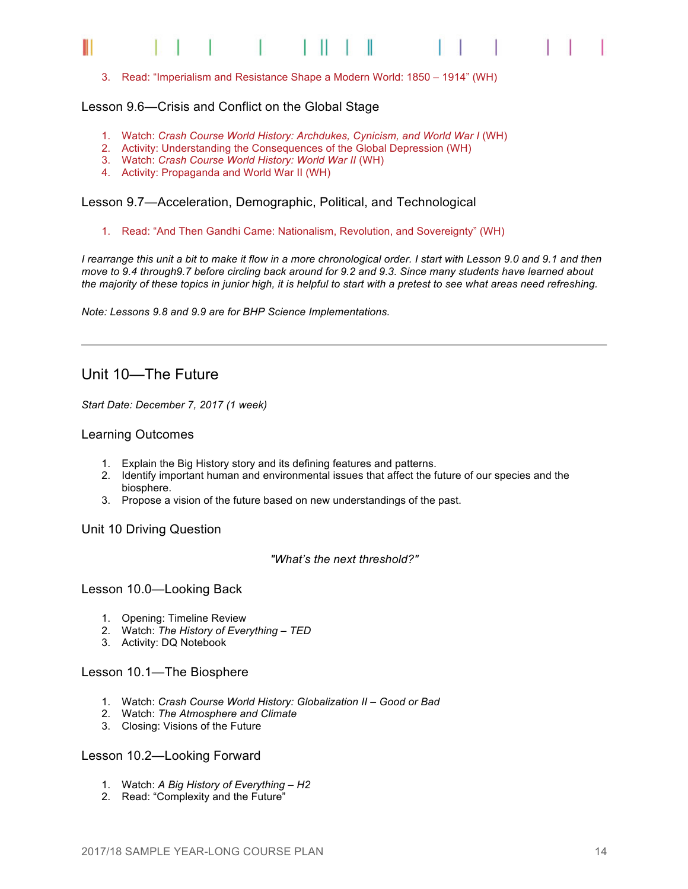3. Read: "Imperialism and Resistance Shape a Modern World: 1850 – 1914" (WH)

### Lesson 9.6—Crisis and Conflict on the Global Stage

1. Watch: *Crash Course World History: Archdukes, Cynicism, and World War I* (WH)
2. Activity: Understanding the Consequences of the Global Depression (WH)
3. Watch: *Crash Course World History: World War II* (WH)
4. Activity: Propaganda and World War II (WH)

### Lesson 9.7—Acceleration, Demographic, Political, and Technological

1. Read: "And Then Gandhi Came: Nationalism, Revolution, and Sovereignty" (WH)

*I rearrange this unit a bit to make it flow in a more chronological order. I start with Lesson 9.0 and 9.1 and then move to 9.4 through9.7 before circling back around for 9.2 and 9.3. Since many students have learned about the majority of these topics in junior high, it is helpful to start with a pretest to see what areas need refreshing.*

*Note: Lessons 9.8 and 9.9 are for BHP Science Implementations.*

---

## Unit 10—The Future

*Start Date: December 7, 2017 (1 week)*

### Learning Outcomes

1. Explain the Big History story and its defining features and patterns.
2. Identify important human and environmental issues that affect the future of our species and the biosphere.
3. Propose a vision of the future based on new understandings of the past.

### Unit 10 Driving Question

*"What's the next threshold?"*

### Lesson 10.0—Looking Back

1. Opening: Timeline Review
2. Watch: *The History of Everything – TED*
3. Activity: DQ Notebook

### Lesson 10.1—The Biosphere

1. Watch: *Crash Course World History: Globalization II – Good or Bad*
2. Watch: *The Atmosphere and Climate*
3. Closing: Visions of the Future

### Lesson 10.2—Looking Forward

1. Watch: *A Big History of Everything – H2*
2. Read: "Complexity and the Future"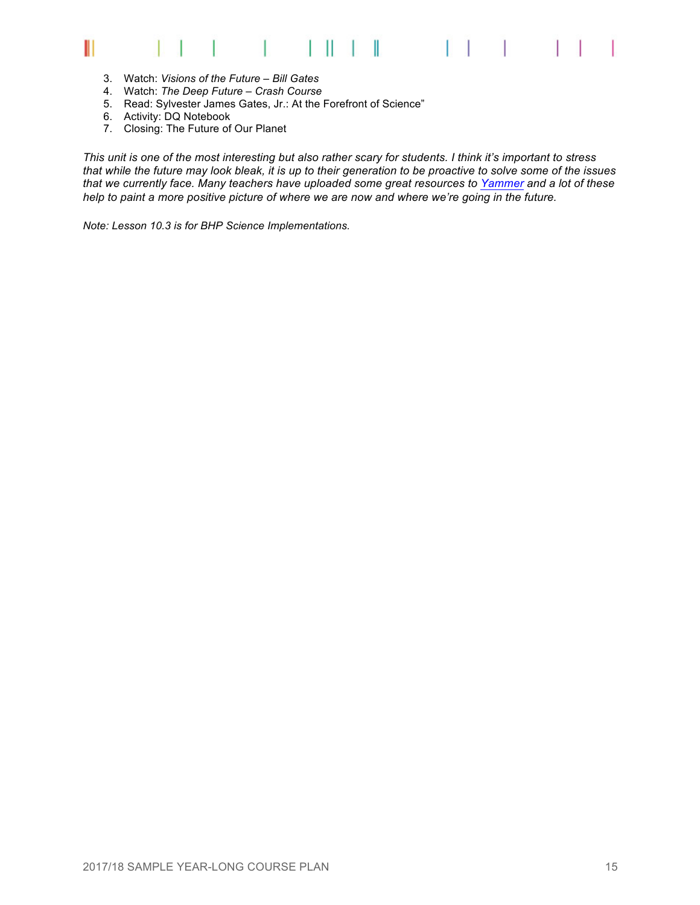3. Watch: *Visions of the Future – Bill Gates*
4. Watch: *The Deep Future – Crash Course*
5. Read: Sylvester James Gates, Jr.: At the Forefront of Science"
6. Activity: DQ Notebook
7. Closing: The Future of Our Planet

*This unit is one of the most interesting but also rather scary for students. I think it's important to stress that while the future may look bleak, it is up to their generation to be proactive to solve some of the issues that we currently face. Many teachers have uploaded some great resources to Yammer and a lot of these help to paint a more positive picture of where we are now and where we're going in the future.*

*Note: Lesson 10.3 is for BHP Science Implementations.*